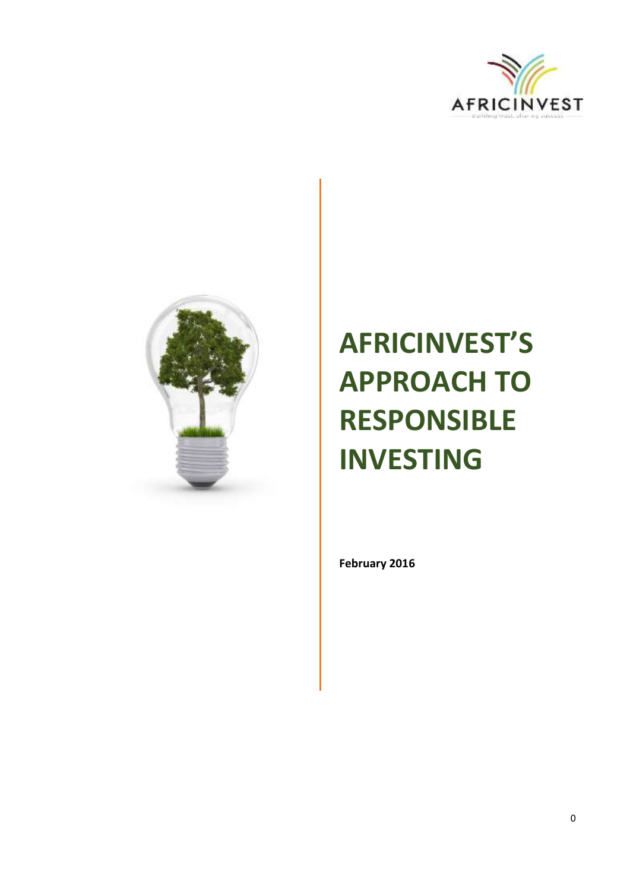# AFRICINVEST'S APPROACH TO RESPONSIBLE INVESTING

**February 2016**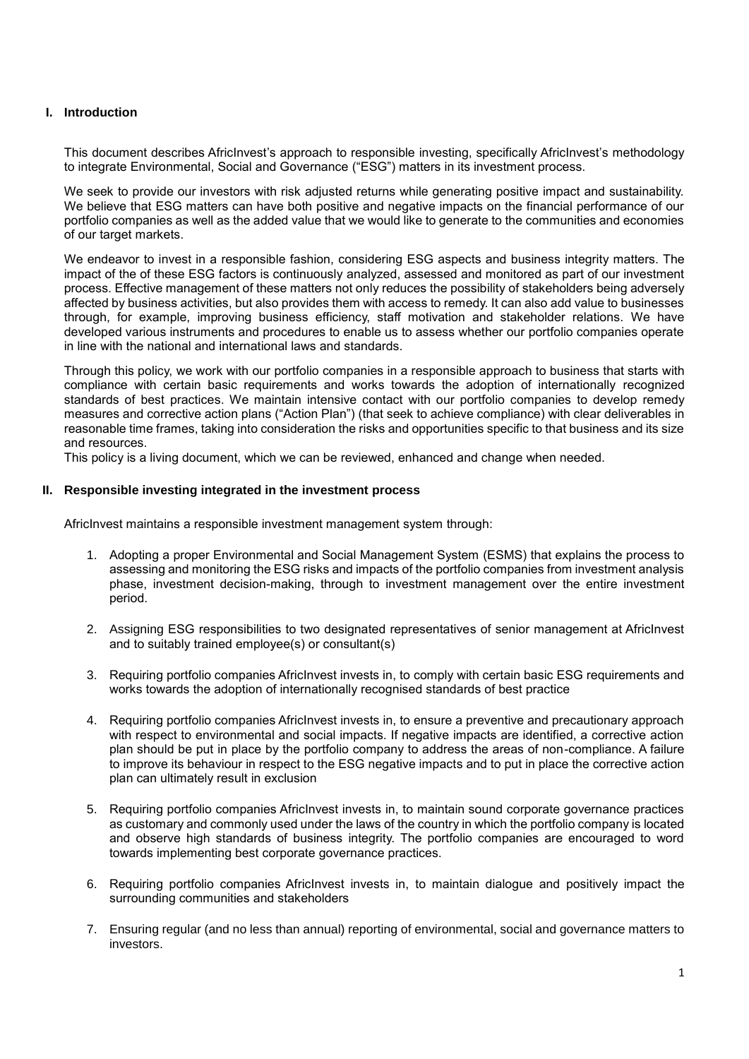## I. Introduction

This document describes AfricInvest's approach to responsible investing, specifically AfricInvest's methodology to integrate Environmental, Social and Governance ("ESG") matters in its investment process.

We seek to provide our investors with risk adjusted returns while generating positive impact and sustainability. We believe that ESG matters can have both positive and negative impacts on the financial performance of our portfolio companies as well as the added value that we would like to generate to the communities and economies of our target markets.

We endeavor to invest in a responsible fashion, considering ESG aspects and business integrity matters. The impact of the of these ESG factors is continuously analyzed, assessed and monitored as part of our investment process. Effective management of these matters not only reduces the possibility of stakeholders being adversely affected by business activities, but also provides them with access to remedy. It can also add value to businesses through, for example, improving business efficiency, staff motivation and stakeholder relations. We have developed various instruments and procedures to enable us to assess whether our portfolio companies operate in line with the national and international laws and standards.

Through this policy, we work with our portfolio companies in a responsible approach to business that starts with compliance with certain basic requirements and works towards the adoption of internationally recognized standards of best practices. We maintain intensive contact with our portfolio companies to develop remedy measures and corrective action plans ("Action Plan") (that seek to achieve compliance) with clear deliverables in reasonable time frames, taking into consideration the risks and opportunities specific to that business and its size and resources.

This policy is a living document, which we can be reviewed, enhanced and change when needed.

## II. Responsible investing integrated in the investment process

AfricInvest maintains a responsible investment management system through:

1. Adopting a proper Environmental and Social Management System (ESMS) that explains the process to assessing and monitoring the ESG risks and impacts of the portfolio companies from investment analysis phase, investment decision-making, through to investment management over the entire investment period.

2. Assigning ESG responsibilities to two designated representatives of senior management at AfricInvest and to suitably trained employee(s) or consultant(s)

3. Requiring portfolio companies AfricInvest invests in, to comply with certain basic ESG requirements and works towards the adoption of internationally recognised standards of best practice

4. Requiring portfolio companies AfricInvest invests in, to ensure a preventive and precautionary approach with respect to environmental and social impacts. If negative impacts are identified, a corrective action plan should be put in place by the portfolio company to address the areas of non-compliance. A failure to improve its behaviour in respect to the ESG negative impacts and to put in place the corrective action plan can ultimately result in exclusion

5. Requiring portfolio companies AfricInvest invests in, to maintain sound corporate governance practices as customary and commonly used under the laws of the country in which the portfolio company is located and observe high standards of business integrity. The portfolio companies are encouraged to word towards implementing best corporate governance practices.

6. Requiring portfolio companies AfricInvest invests in, to maintain dialogue and positively impact the surrounding communities and stakeholders

7. Ensuring regular (and no less than annual) reporting of environmental, social and governance matters to investors.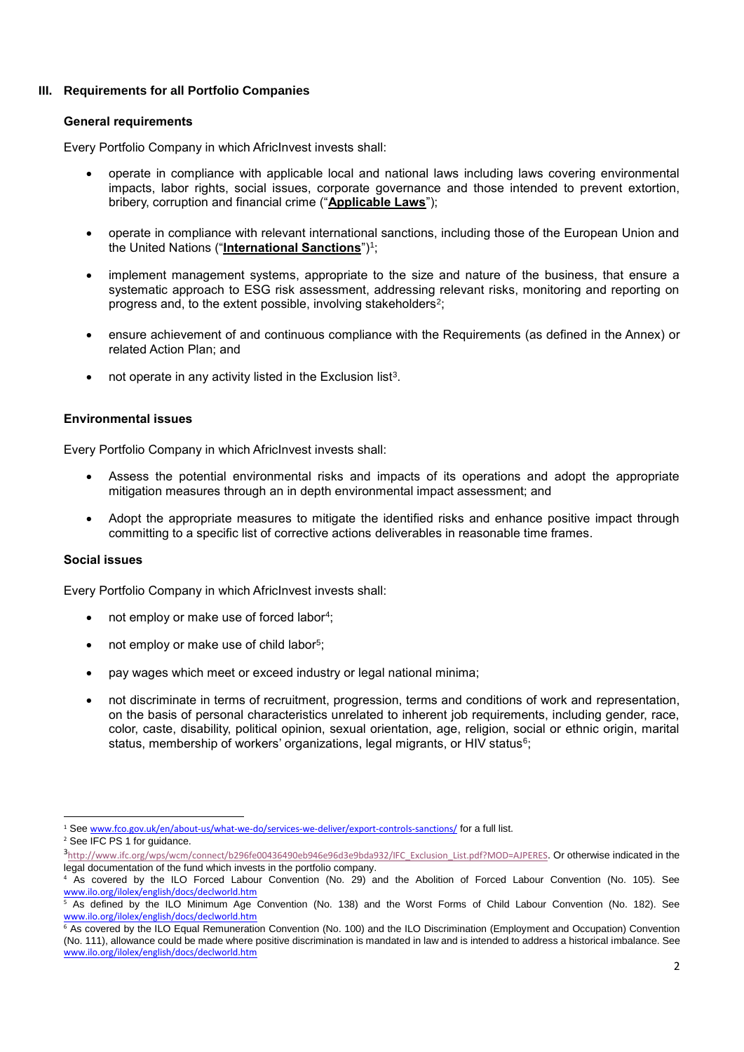## III. Requirements for all Portfolio Companies

### General requirements

Every Portfolio Company in which AfricInvest invests shall:

- operate in compliance with applicable local and national laws including laws covering environmental impacts, labor rights, social issues, corporate governance and those intended to prevent extortion, bribery, corruption and financial crime ("**Applicable Laws**");

- operate in compliance with relevant international sanctions, including those of the European Union and the United Nations ("**International Sanctions**")[1];

- implement management systems, appropriate to the size and nature of the business, that ensure a systematic approach to ESG risk assessment, addressing relevant risks, monitoring and reporting on progress and, to the extent possible, involving stakeholders[2];

- ensure achievement of and continuous compliance with the Requirements (as defined in the Annex) or related Action Plan; and

- not operate in any activity listed in the Exclusion list[3].

### Environmental issues

Every Portfolio Company in which AfricInvest invests shall:

- Assess the potential environmental risks and impacts of its operations and adopt the appropriate mitigation measures through an in depth environmental impact assessment; and

- Adopt the appropriate measures to mitigate the identified risks and enhance positive impact through committing to a specific list of corrective actions deliverables in reasonable time frames.

### Social issues

Every Portfolio Company in which AfricInvest invests shall:

- not employ or make use of forced labor[4];

- not employ or make use of child labor[5];

- pay wages which meet or exceed industry or legal national minima;

- not discriminate in terms of recruitment, progression, terms and conditions of work and representation, on the basis of personal characteristics unrelated to inherent job requirements, including gender, race, color, caste, disability, political opinion, sexual orientation, age, religion, social or ethnic origin, marital status, membership of workers' organizations, legal migrants, or HIV status[6];

---

[1] See www.fco.gov.uk/en/about-us/what-we-do/services-we-deliver/export-controls-sanctions/ for a full list.

[2] See IFC PS 1 for guidance.

[3] http://www.ifc.org/wps/wcm/connect/b296fe00436490eb946e96d3e9bda932/IFC_Exclusion_List.pdf?MOD=AJPERES. Or otherwise indicated in the legal documentation of the fund which invests in the portfolio company.

[4] As covered by the ILO Forced Labour Convention (No. 29) and the Abolition of Forced Labour Convention (No. 105). See www.ilo.org/ilolex/english/docs/declworld.htm

[5] As defined by the ILO Minimum Age Convention (No. 138) and the Worst Forms of Child Labour Convention (No. 182). See www.ilo.org/ilolex/english/docs/declworld.htm

[6] As covered by the ILO Equal Remuneration Convention (No. 100) and the ILO Discrimination (Employment and Occupation) Convention (No. 111), allowance could be made where positive discrimination is mandated in law and is intended to address a historical imbalance. See www.ilo.org/ilolex/english/docs/declworld.htm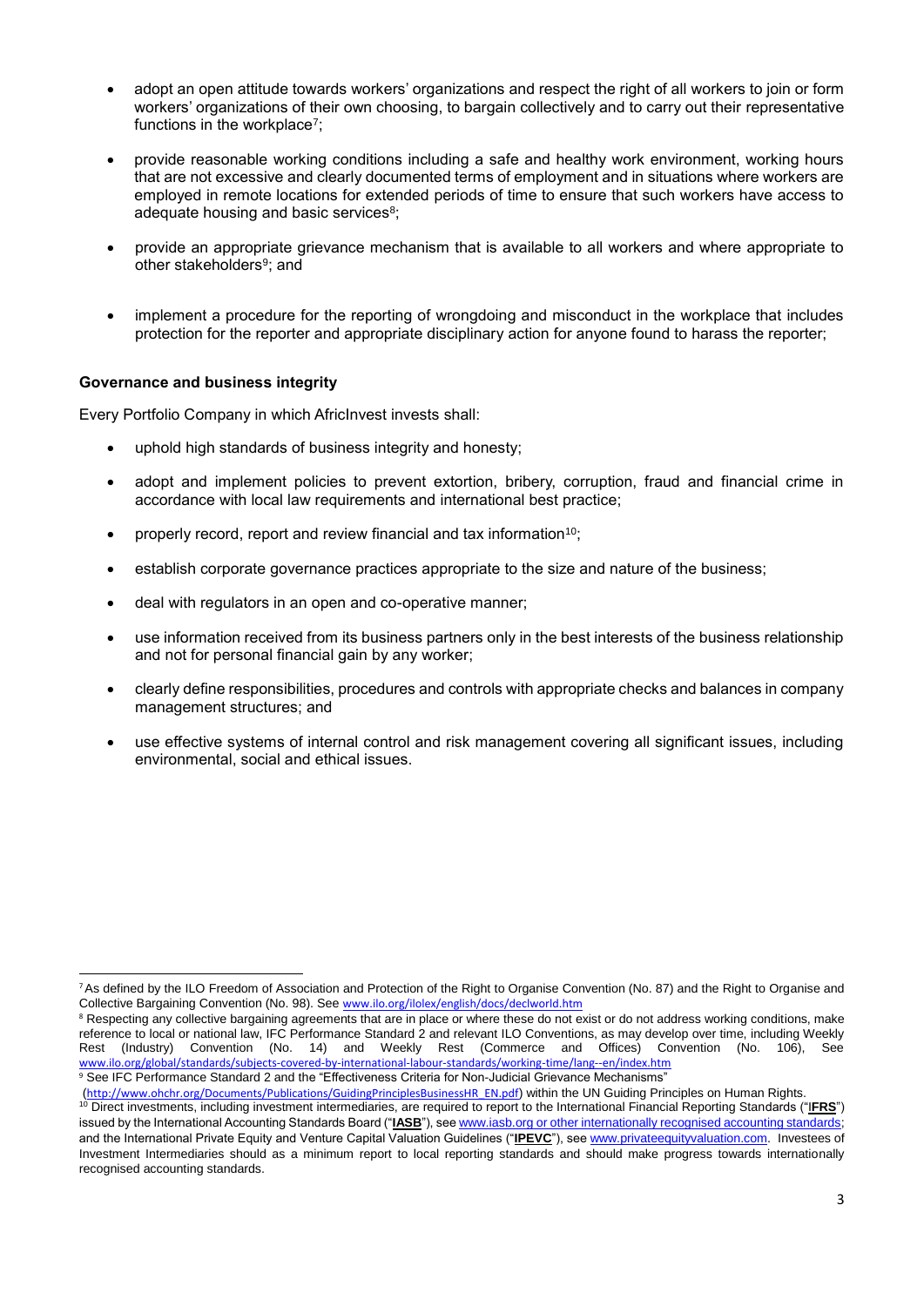- adopt an open attitude towards workers' organizations and respect the right of all workers to join or form workers' organizations of their own choosing, to bargain collectively and to carry out their representative functions in the workplace[7];

- provide reasonable working conditions including a safe and healthy work environment, working hours that are not excessive and clearly documented terms of employment and in situations where workers are employed in remote locations for extended periods of time to ensure that such workers have access to adequate housing and basic services[8];

- provide an appropriate grievance mechanism that is available to all workers and where appropriate to other stakeholders[9]; and

- implement a procedure for the reporting of wrongdoing and misconduct in the workplace that includes protection for the reporter and appropriate disciplinary action for anyone found to harass the reporter;

**Governance and business integrity**

Every Portfolio Company in which AfricInvest invests shall:

- uphold high standards of business integrity and honesty;
- adopt and implement policies to prevent extortion, bribery, corruption, fraud and financial crime in accordance with local law requirements and international best practice;
- properly record, report and review financial and tax information[10];
- establish corporate governance practices appropriate to the size and nature of the business;
- deal with regulators in an open and co-operative manner;
- use information received from its business partners only in the best interests of the business relationship and not for personal financial gain by any worker;
- clearly define responsibilities, procedures and controls with appropriate checks and balances in company management structures; and
- use effective systems of internal control and risk management covering all significant issues, including environmental, social and ethical issues.

---

[7] As defined by the ILO Freedom of Association and Protection of the Right to Organise Convention (No. 87) and the Right to Organise and Collective Bargaining Convention (No. 98). See www.ilo.org/ilolex/english/docs/declworld.htm

[8] Respecting any collective bargaining agreements that are in place or where these do not exist or do not address working conditions, make reference to local or national law, IFC Performance Standard 2 and relevant ILO Conventions, as may develop over time, including Weekly Rest (Industry) Convention (No. 14) and Weekly Rest (Commerce and Offices) Convention (No. 106), See www.ilo.org/global/standards/subjects-covered-by-international-labour-standards/working-time/lang--en/index.htm

[9] See IFC Performance Standard 2 and the "Effectiveness Criteria for Non-Judicial Grievance Mechanisms" (http://www.ohchr.org/Documents/Publications/GuidingPrinciplesBusinessHR_EN.pdf) within the UN Guiding Principles on Human Rights.

[10] Direct investments, including investment intermediaries, are required to report to the International Financial Reporting Standards ("**IFRS**") issued by the International Accounting Standards Board ("**IASB**"), see www.iasb.org or other internationally recognised accounting standards; and the International Private Equity and Venture Capital Valuation Guidelines ("**IPEVC**"), see www.privateequityvaluation.com. Investees of Investment Intermediaries should as a minimum report to local reporting standards and should make progress towards internationally recognised accounting standards.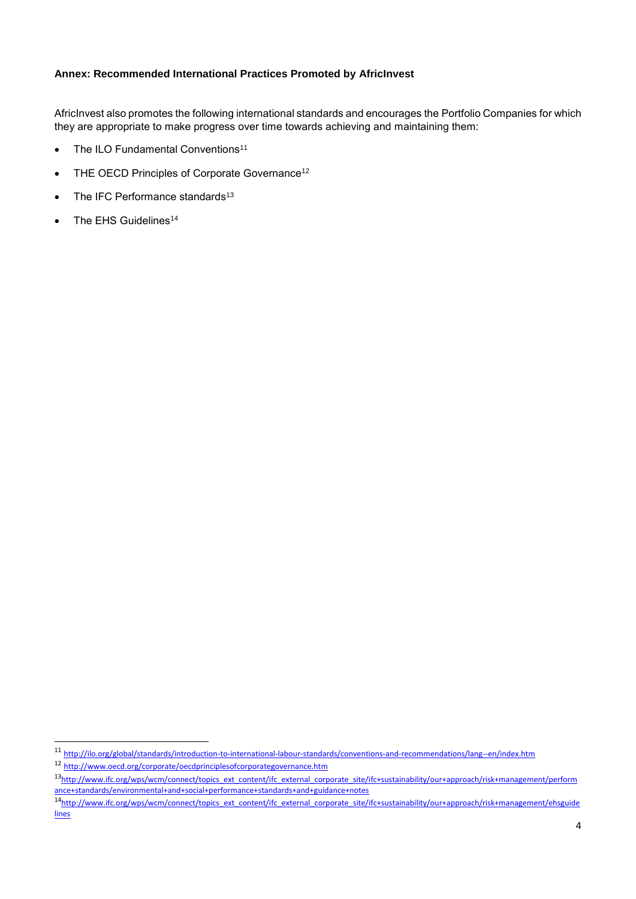**Annex: Recommended International Practices Promoted by AfricInvest**

AfricInvest also promotes the following international standards and encourages the Portfolio Companies for which they are appropriate to make progress over time towards achieving and maintaining them:

- The ILO Fundamental Conventions[11]
- THE OECD Principles of Corporate Governance[12]
- The IFC Performance standards[13]
- The EHS Guidelines[14]

---

[11] http://ilo.org/global/standards/introduction-to-international-labour-standards/conventions-and-recommendations/lang--en/index.htm

[12] http://www.oecd.org/corporate/oecdprinciplesofcorporategovernance.htm

[13] http://www.ifc.org/wps/wcm/connect/topics_ext_content/ifc_external_corporate_site/ifc+sustainability/our+approach/risk+management/performance+standards/environmental+and+social+performance+standards+and+guidance+notes

[14] http://www.ifc.org/wps/wcm/connect/topics_ext_content/ifc_external_corporate_site/ifc+sustainability/our+approach/risk+management/ehsguidelines